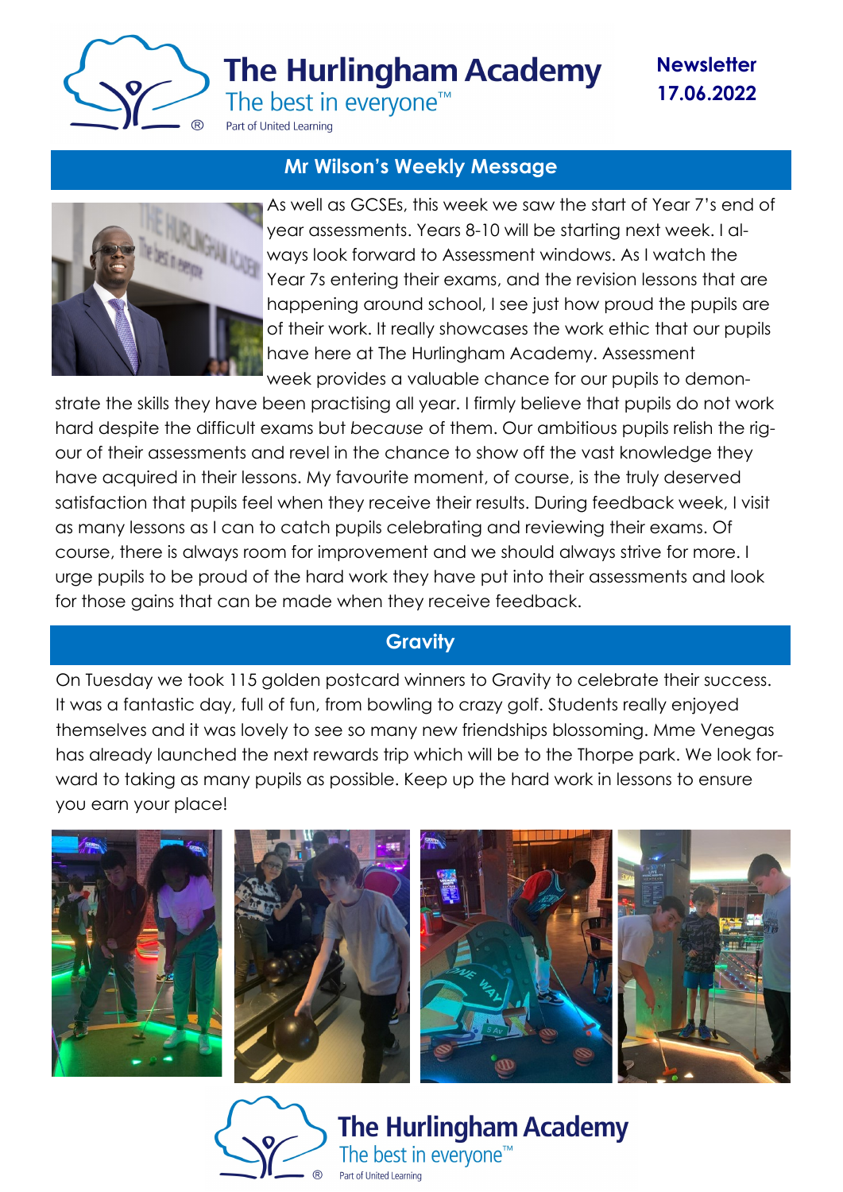# The Hurlingham Academy

The best in everyone™

Part of United Learning

**Newsletter 17.06.2022**

## Mr Wilson's Weekly Message

As well as GCSEs, this week we saw the start of Year 7's end of year assessments. Years 8-10 will be starting next week. I always look forward to Assessment windows. As I watch the Year 7s entering their exams, and the revision lessons that are happening around school, I see just how proud the pupils are of their work. It really showcases the work ethic that our pupils have here at The Hurlingham Academy. Assessment week provides a valuable chance for our pupils to demonstrate the skills they have been practising all year. I firmly believe that pupils do not work hard despite the difficult exams but *because* of them. Our ambitious pupils relish the rigour of their assessments and revel in the chance to show off the vast knowledge they have acquired in their lessons. My favourite moment, of course, is the truly deserved satisfaction that pupils feel when they receive their results. During feedback week, I visit as many lessons as I can to catch pupils celebrating and reviewing their exams. Of course, there is always room for improvement and we should always strive for more. I urge pupils to be proud of the hard work they have put into their assessments and look for those gains that can be made when they receive feedback.

## Gravity

On Tuesday we took 115 golden postcard winners to Gravity to celebrate their success. It was a fantastic day, full of fun, from bowling to crazy golf. Students really enjoyed themselves and it was lovely to see so many new friendships blossoming. Mme Venegas has already launched the next rewards trip which will be to the Thorpe park. We look forward to taking as many pupils as possible. Keep up the hard work in lessons to ensure you earn your place!

The Hurlingham Academy

The best in everyone™

Part of United Learning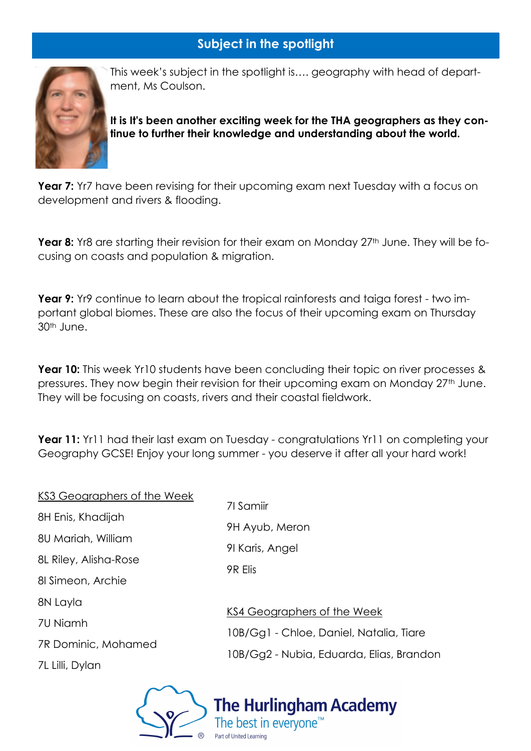## Subject in the spotlight

This week's subject in the spotlight is…. geography with head of department, Ms Coulson.

**It is It's been another exciting week for the THA geographers as they continue to further their knowledge and understanding about the world.**

**Year 7:** Yr7 have been revising for their upcoming exam next Tuesday with a focus on development and rivers & flooding.

**Year 8:** Yr8 are starting their revision for their exam on Monday 27th June. They will be focusing on coasts and population & migration.

**Year 9:** Yr9 continue to learn about the tropical rainforests and taiga forest - two important global biomes. These are also the focus of their upcoming exam on Thursday 30th June.

**Year 10:** This week Yr10 students have been concluding their topic on river processes & pressures. They now begin their revision for their upcoming exam on Monday 27th June. They will be focusing on coasts, rivers and their coastal fieldwork.

**Year 11:** Yr11 had their last exam on Tuesday - congratulations Yr11 on completing your Geography GCSE! Enjoy your long summer - you deserve it after all your hard work!

KS3 Geographers of the Week

8H Enis, Khadijah

8U Mariah, William

8L Riley, Alisha-Rose

8I Simeon, Archie

8N Layla

7U Niamh

7R Dominic, Mohamed

7L Lilli, Dylan

7I Samiir

9H Ayub, Meron

9I Karis, Angel

9R Elis

KS4 Geographers of the Week

10B/Gg1 - Chloe, Daniel, Natalia, Tiare

10B/Gg2 - Nubia, Eduarda, Elias, Brandon

The Hurlingham Academy
The best in everyone™
Part of United Learning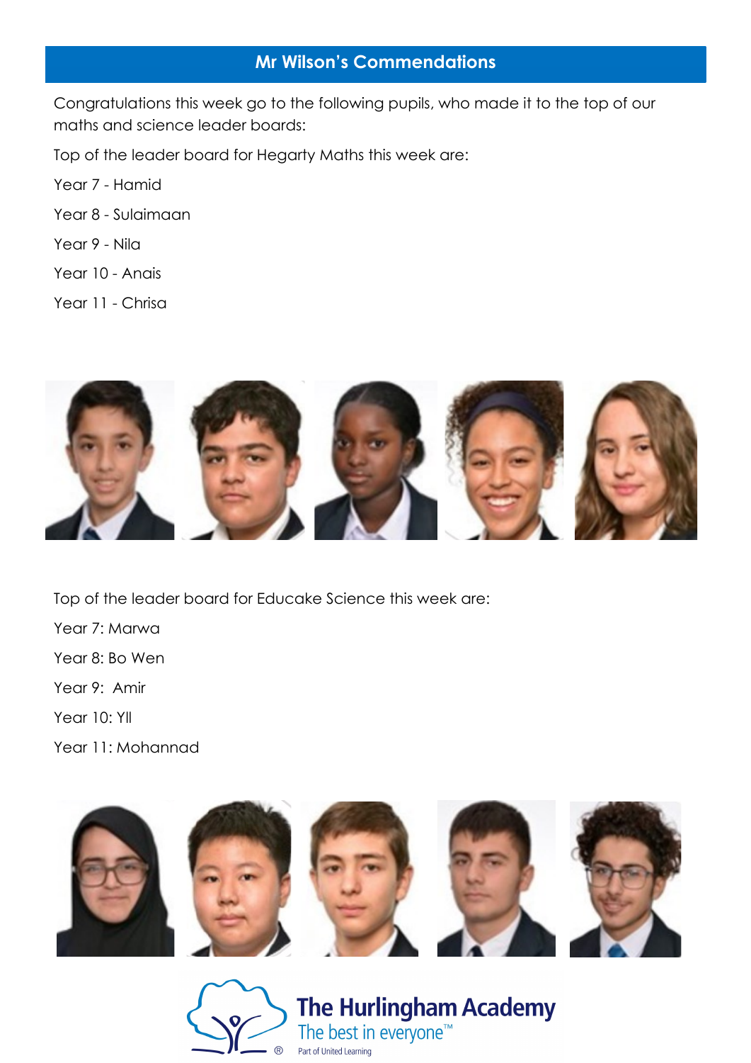## Mr Wilson's Commendations

Congratulations this week go to the following pupils, who made it to the top of our maths and science leader boards:

Top of the leader board for Hegarty Maths this week are:

Year 7 - Hamid

Year 8 - Sulaimaan

Year 9 - Nila

Year 10 - Anais

Year 11 - Chrisa

Top of the leader board for Educake Science this week are:

Year 7: Marwa

Year 8: Bo Wen

Year 9:  Amir

Year 10: Yll

Year 11: Mohannad

The Hurlingham Academy
The best in everyone™
Part of United Learning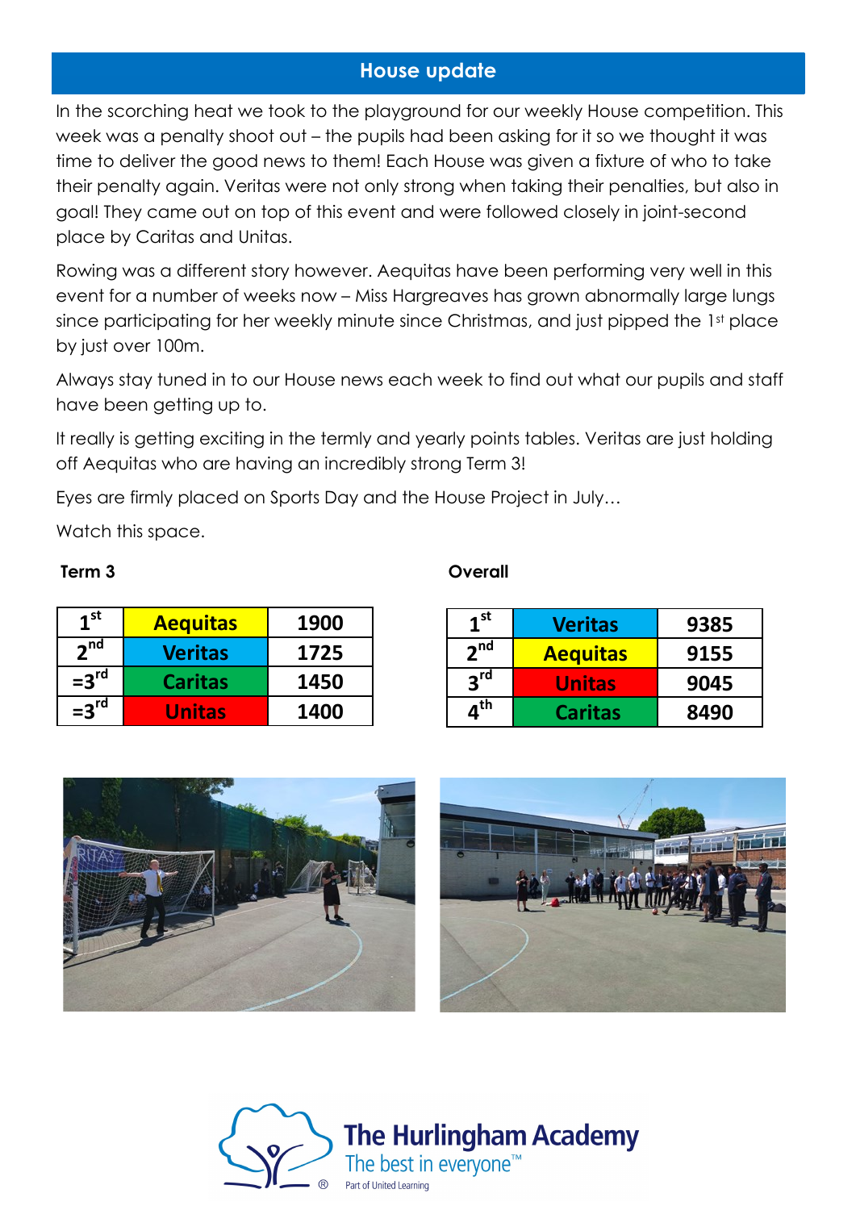## House update

In the scorching heat we took to the playground for our weekly House competition. This week was a penalty shoot out – the pupils had been asking for it so we thought it was time to deliver the good news to them! Each House was given a fixture of who to take their penalty again. Veritas were not only strong when taking their penalties, but also in goal! They came out on top of this event and were followed closely in joint-second place by Caritas and Unitas.

Rowing was a different story however. Aequitas have been performing very well in this event for a number of weeks now – Miss Hargreaves has grown abnormally large lungs since participating for her weekly minute since Christmas, and just pipped the 1st place by just over 100m.

Always stay tuned in to our House news each week to find out what our pupils and staff have been getting up to.

It really is getting exciting in the termly and yearly points tables. Veritas are just holding off Aequitas who are having an incredibly strong Term 3!

Eyes are firmly placed on Sports Day and the House Project in July…

Watch this space.

**Term 3**

| Position | House | Points |
|---|---|---|
| 1st | Aequitas | 1900 |
| 2nd | Veritas | 1725 |
| =3rd | Caritas | 1450 |
| =3rd | Unitas | 1400 |

**Overall**

| Position | House | Points |
|---|---|---|
| 1st | Veritas | 9385 |
| 2nd | Aequitas | 9155 |
| 3rd | Unitas | 9045 |
| 4th | Caritas | 8490 |

The Hurlingham Academy
The best in everyone™
Part of United Learning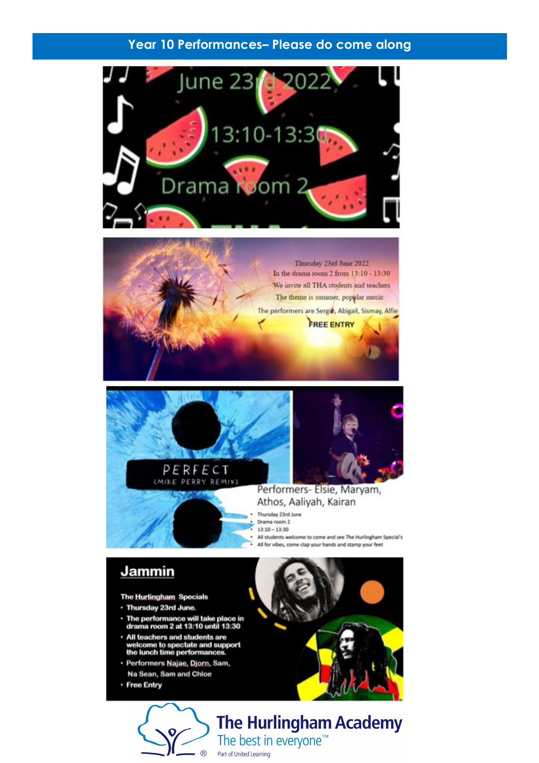## Year 10 Performances– Please do come along

June 23rd 2022

13:10-13:30

Drama room 2

Thursday 23rd June 2022

In the drama room 2 from 13:10 - 13:30

We invite all THA students and teachers

The theme is summer, popular music

The performers are Sergio, Abigail, Sismay, Alfie

FREE ENTRY

PERFECT

(MIKE PERRY REMIX)

Performers- Elsie, Maryam, Athos, Aaliyah, Kairan

- Thursday 23rd June
- Drama room 2
- 13:10 – 13:30
- All students welcome to come and see The Hurlingham Special's
- All for vibes, come clap your hands and stamp your feet

**Jammin**

**The Hurlingham Specials**

- **Thursday 23rd June.**
- **The performance will take place in drama room 2 at 13:10 until 13:30**
- **All teachers and students are welcome to spectate and support the lunch time performances.**
- **Performers Najae, Djorn, Sam, Na Sean, Sam and Chloe**
- **Free Entry**

The Hurlingham Academy

The best in everyone™

Part of United Learning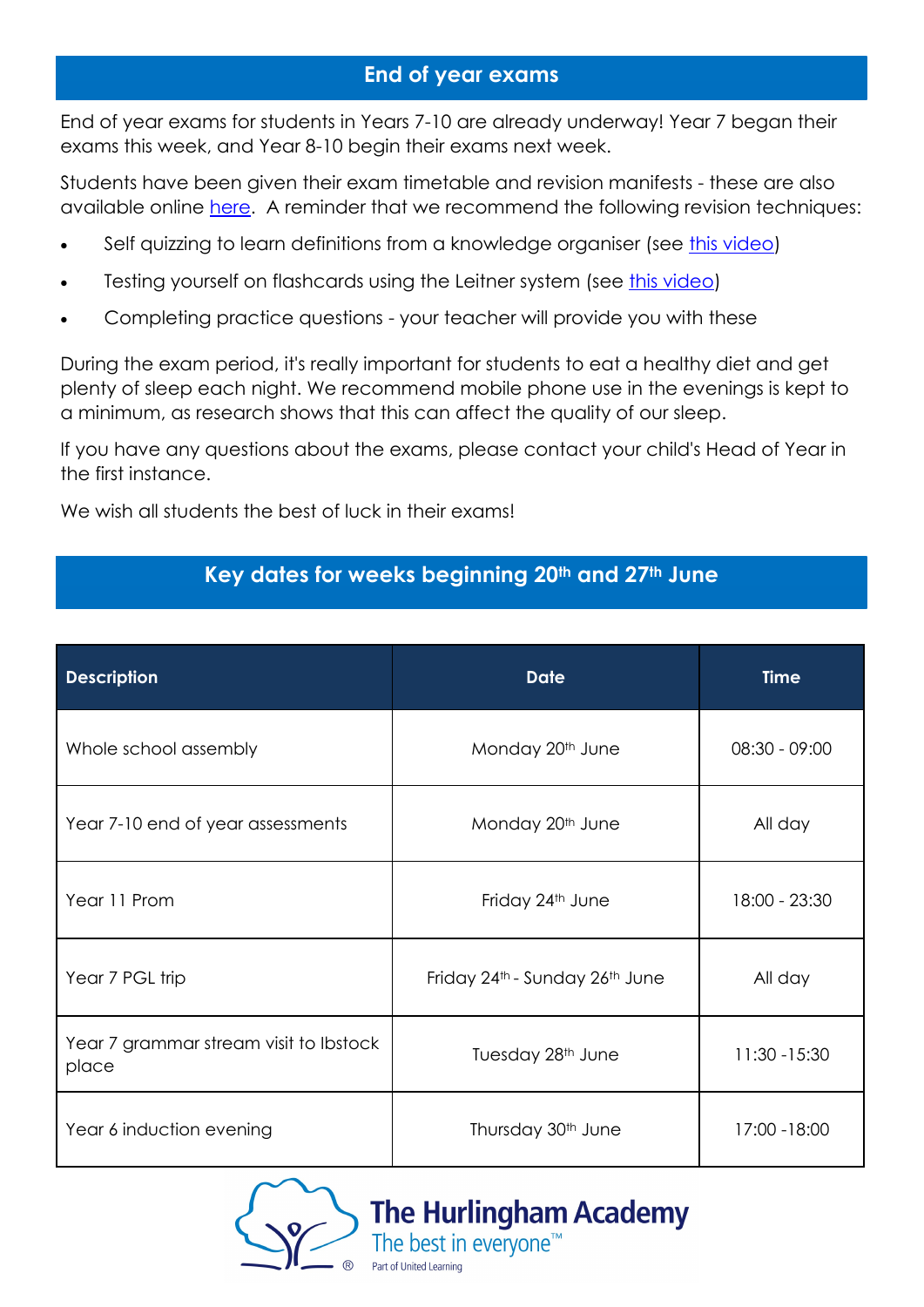## End of year exams

End of year exams for students in Years 7-10 are already underway! Year 7 began their exams this week, and Year 8-10 begin their exams next week.

Students have been given their exam timetable and revision manifests - these are also available online here. A reminder that we recommend the following revision techniques:

- Self quizzing to learn definitions from a knowledge organiser (see this video)
- Testing yourself on flashcards using the Leitner system (see this video)
- Completing practice questions - your teacher will provide you with these

During the exam period, it's really important for students to eat a healthy diet and get plenty of sleep each night. We recommend mobile phone use in the evenings is kept to a minimum, as research shows that this can affect the quality of our sleep.

If you have any questions about the exams, please contact your child's Head of Year in the first instance.

We wish all students the best of luck in their exams!

## Key dates for weeks beginning 20th and 27th June

| Description | Date | Time |
| --- | --- | --- |
| Whole school assembly | Monday 20th June | 08:30 - 09:00 |
| Year 7-10 end of year assessments | Monday 20th June | All day |
| Year 11 Prom | Friday 24th June | 18:00 - 23:30 |
| Year 7 PGL trip | Friday 24th - Sunday 26th June | All day |
| Year 7 grammar stream visit to Ibstock place | Tuesday 28th June | 11:30 -15:30 |
| Year 6 induction evening | Thursday 30th June | 17:00 -18:00 |

The Hurlingham Academy
The best in everyone™
Part of United Learning